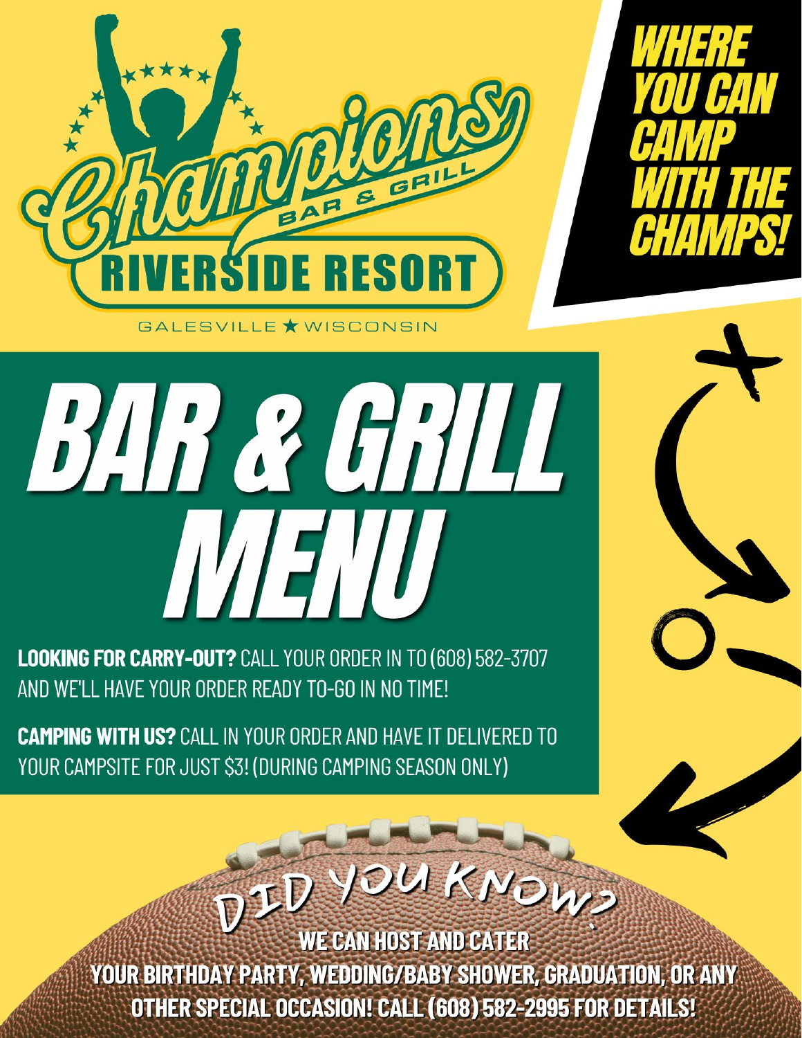# Champions Bar & Grill

## RIVERSIDE RESORT

GALESVILLE ★ WISCONSIN

**WHERE YOU CAN CAMP WITH THE CHAMPS!**

# BAR & GRILL MENU

**LOOKING FOR CARRY-OUT?** CALL YOUR ORDER IN TO (608) 582-3707 AND WE'LL HAVE YOUR ORDER READY TO-GO IN NO TIME!

**CAMPING WITH US?** CALL IN YOUR ORDER AND HAVE IT DELIVERED TO YOUR CAMPSITE FOR JUST $3! (DURING CAMPING SEASON ONLY)

## DID YOU KNOW?

**WE CAN HOST AND CATER YOUR BIRTHDAY PARTY, WEDDING/BABY SHOWER, GRADUATION, OR ANY OTHER SPECIAL OCCASION! CALL (608) 582-2995 FOR DETAILS!**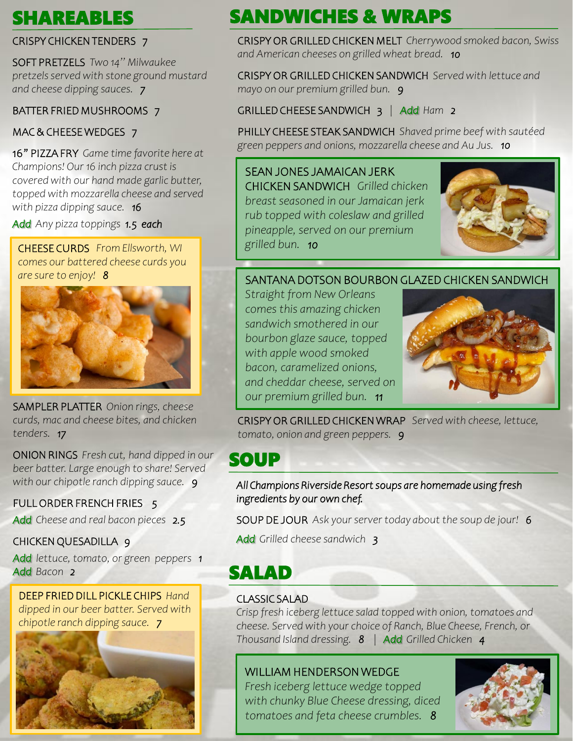## SHAREABLES

CRISPY CHICKEN TENDERS 7

SOFT PRETZELS *Two 14" Milwaukee pretzels served with stone ground mustard and cheese dipping sauces.* 7

BATTER FRIED MUSHROOMS 7

MAC & CHEESE WEDGES 7

16" PIZZA FRY *Game time favorite here at Champions! Our 16 inch pizza crust is covered with our hand made garlic butter, topped with mozzarella cheese and served with pizza dipping sauce.* 16

*Add* Any pizza toppings 1.5 each

CHEESE CURDS *From Ellsworth, WI comes our battered cheese curds you are sure to enjoy!* 8

SAMPLER PLATTER *Onion rings, cheese curds, mac and cheese bites, and chicken tenders.* 17

ONION RINGS *Fresh cut, hand dipped in our beer batter. Large enough to share! Served with our chipotle ranch dipping sauce.* 9

FULL ORDER FRENCH FRIES 5

*Add* Cheese and real bacon pieces 2.5

CHICKEN QUESADILLA 9

*Add* lettuce, tomato, or green peppers 1

*Add* Bacon 2

DEEP FRIED DILL PICKLE CHIPS *Hand dipped in our beer batter. Served with chipotle ranch dipping sauce.* 7

## SANDWICHES & WRAPS

CRISPY OR GRILLED CHICKEN MELT *Cherrywood smoked bacon, Swiss and American cheeses on grilled wheat bread.* 10

CRISPY OR GRILLED CHICKEN SANDWICH *Served with lettuce and mayo on our premium grilled bun.* 9

GRILLED CHEESE SANDWICH 3 | *Add* Ham 2

PHILLY CHEESE STEAK SANDWICH *Shaved prime beef with sautéed green peppers and onions, mozzarella cheese and Au Jus.* 10

SEAN JONES JAMAICAN JERK CHICKEN SANDWICH *Grilled chicken breast seasoned in our Jamaican jerk rub topped with coleslaw and grilled pineapple, served on our premium grilled bun.* 10

SANTANA DOTSON BOURBON GLAZED CHICKEN SANDWICH *Straight from New Orleans comes this amazing chicken sandwich smothered in our bourbon glaze sauce, topped with apple wood smoked bacon, caramelized onions, and cheddar cheese, served on our premium grilled bun.* 11

CRISPY OR GRILLED CHICKEN WRAP *Served with cheese, lettuce, tomato, onion and green peppers.* 9

## SOUP

*All Champions Riverside Resort soups are homemade using fresh ingredients by our own chef.*

SOUP DE JOUR *Ask your server today about the soup de jour!* 6

*Add* Grilled cheese sandwich 3

## SALAD

CLASSIC SALAD
*Crisp fresh iceberg lettuce salad topped with onion, tomatoes and cheese. Served with your choice of Ranch, Blue Cheese, French, or Thousand Island dressing.* 8 | *Add* Grilled Chicken 4

WILLIAM HENDERSON WEDGE
*Fresh iceberg lettuce wedge topped with chunky Blue Cheese dressing, diced tomatoes and feta cheese crumbles.* 8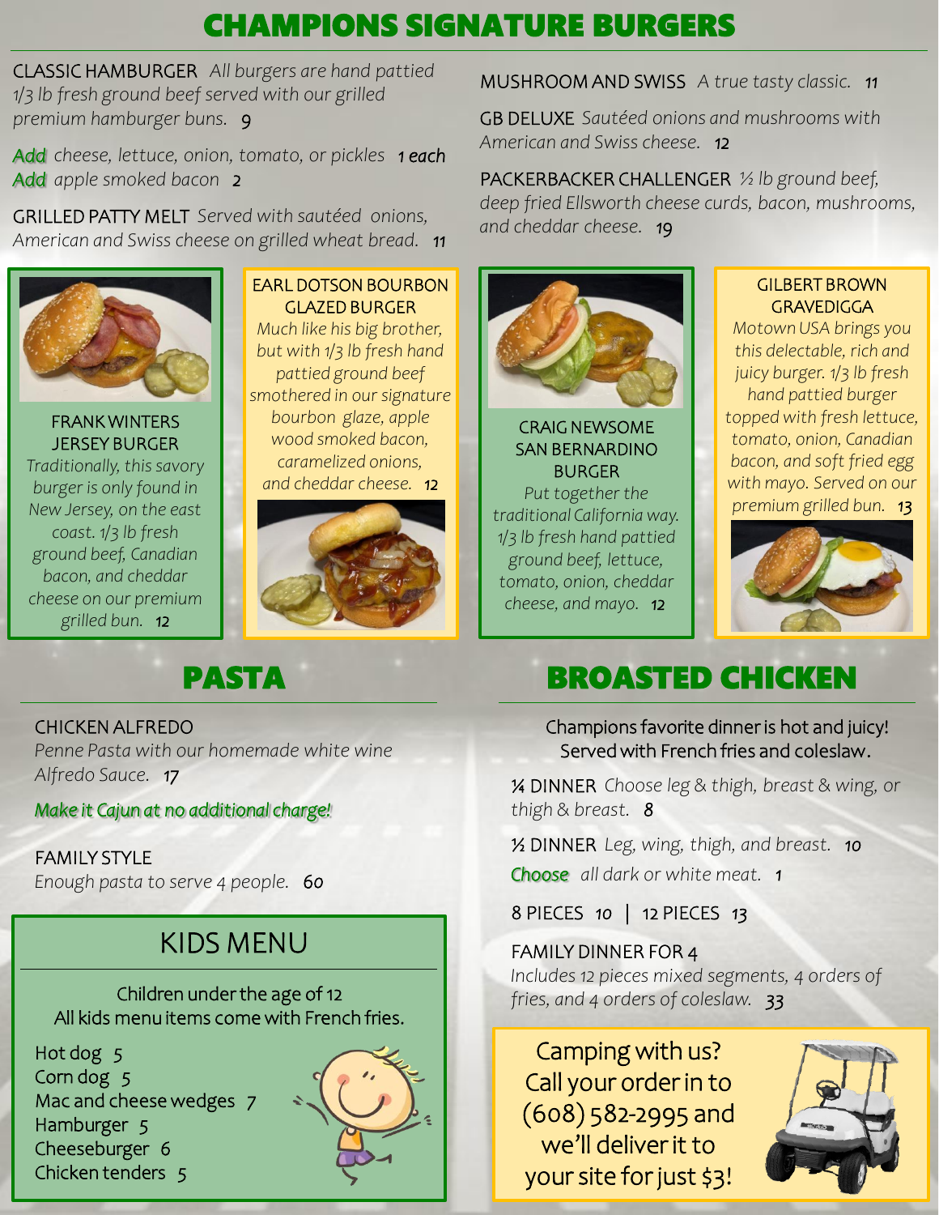# CHAMPIONS SIGNATURE BURGERS

CLASSIC HAMBURGER *All burgers are hand pattied 1/3 lb fresh ground beef served with our grilled premium hamburger buns.* 9

*Add cheese, lettuce, onion, tomato, or pickles* 1 each
*Add apple smoked bacon* 2

GRILLED PATTY MELT *Served with sautéed onions, American and Swiss cheese on grilled wheat bread.* 11

MUSHROOM AND SWISS *A true tasty classic.* 11

GB DELUXE *Sautéed onions and mushrooms with American and Swiss cheese.* 12

PACKERBACKER CHALLENGER *½ lb ground beef, deep fried Ellsworth cheese curds, bacon, mushrooms, and cheddar cheese.* 19

FRANK WINTERS JERSEY BURGER
*Traditionally, this savory burger is only found in New Jersey, on the east coast. 1/3 lb fresh ground beef, Canadian bacon, and cheddar cheese on our premium grilled bun.* 12

EARL DOTSON BOURBON GLAZED BURGER
*Much like his big brother, but with 1/3 lb fresh hand pattied ground beef smothered in our signature bourbon glaze, apple wood smoked bacon, caramelized onions, and cheddar cheese.* 12

CRAIG NEWSOME SAN BERNARDINO BURGER
*Put together the traditional California way. 1/3 lb fresh hand pattied ground beef, lettuce, tomato, onion, cheddar cheese, and mayo.* 12

GILBERT BROWN GRAVEDIGGA
*Motown USA brings you this delectable, rich and juicy burger. 1/3 lb fresh hand pattied burger topped with fresh lettuce, tomato, onion, Canadian bacon, and soft fried egg with mayo. Served on our premium grilled bun.* 13

# PASTA

CHICKEN ALFREDO
*Penne Pasta with our homemade white wine Alfredo Sauce.* 17

*Make it Cajun at no additional charge!*

FAMILY STYLE
*Enough pasta to serve 4 people.* 60

## KIDS MENU

Children under the age of 12
All kids menu items come with French fries.

- Hot dog 5
- Corn dog 5
- Mac and cheese wedges 7
- Hamburger 5
- Cheeseburger 6
- Chicken tenders 5

# BROASTED CHICKEN

Champions favorite dinner is hot and juicy!
Served with French fries and coleslaw.

¼ DINNER *Choose leg & thigh, breast & wing, or thigh & breast.* 8

½ DINNER *Leg, wing, thigh, and breast.* 10
*Choose all dark or white meat.* 1

8 PIECES 10 | 12 PIECES 13

FAMILY DINNER FOR 4
*Includes 12 pieces mixed segments, 4 orders of fries, and 4 orders of coleslaw.* 33

Camping with us? Call your order in to (608) 582-2995 and we'll deliver it to your site for just $3!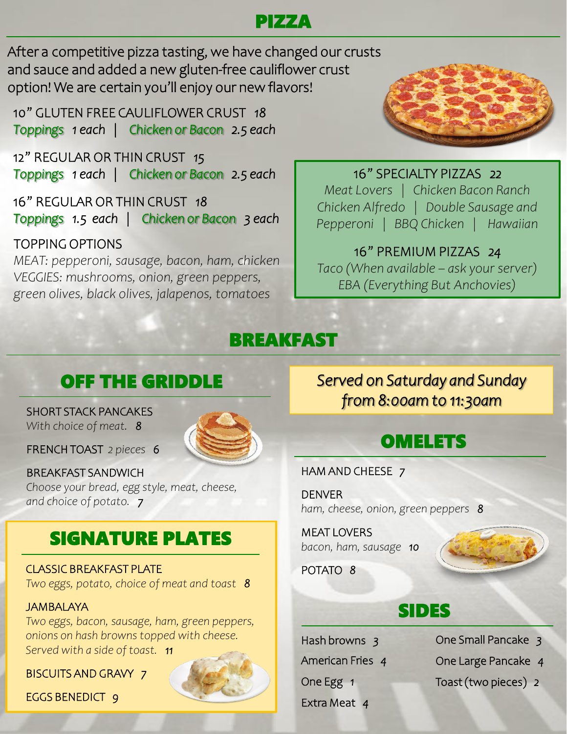# PIZZA

After a competitive pizza tasting, we have changed our crusts and sauce and added a new gluten-free cauliflower crust option! We are certain you'll enjoy our new flavors!

10" GLUTEN FREE CAULIFLOWER CRUST *18*
*Toppings 1 each | Chicken or Bacon 2.5 each*

12" REGULAR OR THIN CRUST *15*
*Toppings 1 each | Chicken or Bacon 2.5 each*

16" REGULAR OR THIN CRUST *18*
*Toppings 1.5 each | Chicken or Bacon 3 each*

TOPPING OPTIONS
*MEAT: pepperoni, sausage, bacon, ham, chicken*
*VEGGIES: mushrooms, onion, green peppers, green olives, black olives, jalapenos, tomatoes*

16" SPECIALTY PIZZAS 22
*Meat Lovers | Chicken Bacon Ranch*
*Chicken Alfredo | Double Sausage and Pepperoni | BBQ Chicken | Hawaiian*

16" PREMIUM PIZZAS 24
*Taco (When available – ask your server)*
*EBA (Everything But Anchovies)*

# BREAKFAST

*Served on Saturday and Sunday from 8:00am to 11:30am*

## OFF THE GRIDDLE

SHORT STACK PANCAKES
*With choice of meat. 8*

FRENCH TOAST *2 pieces* 6

BREAKFAST SANDWICH
*Choose your bread, egg style, meat, cheese, and choice of potato. 7*

## SIGNATURE PLATES

CLASSIC BREAKFAST PLATE
*Two eggs, potato, choice of meat and toast 8*

JAMBALAYA
*Two eggs, bacon, sausage, ham, green peppers, onions on hash browns topped with cheese. Served with a side of toast. 11*

BISCUITS AND GRAVY 7

EGGS BENEDICT 9

## OMELETS

HAM AND CHEESE 7

DENVER
*ham, cheese, onion, green peppers 8*

MEAT LOVERS
*bacon, ham, sausage 10*

POTATO 8

## SIDES

Hash browns 3
American Fries 4
One Egg 1
Extra Meat 4
One Small Pancake 3
One Large Pancake 4
Toast (two pieces) 2